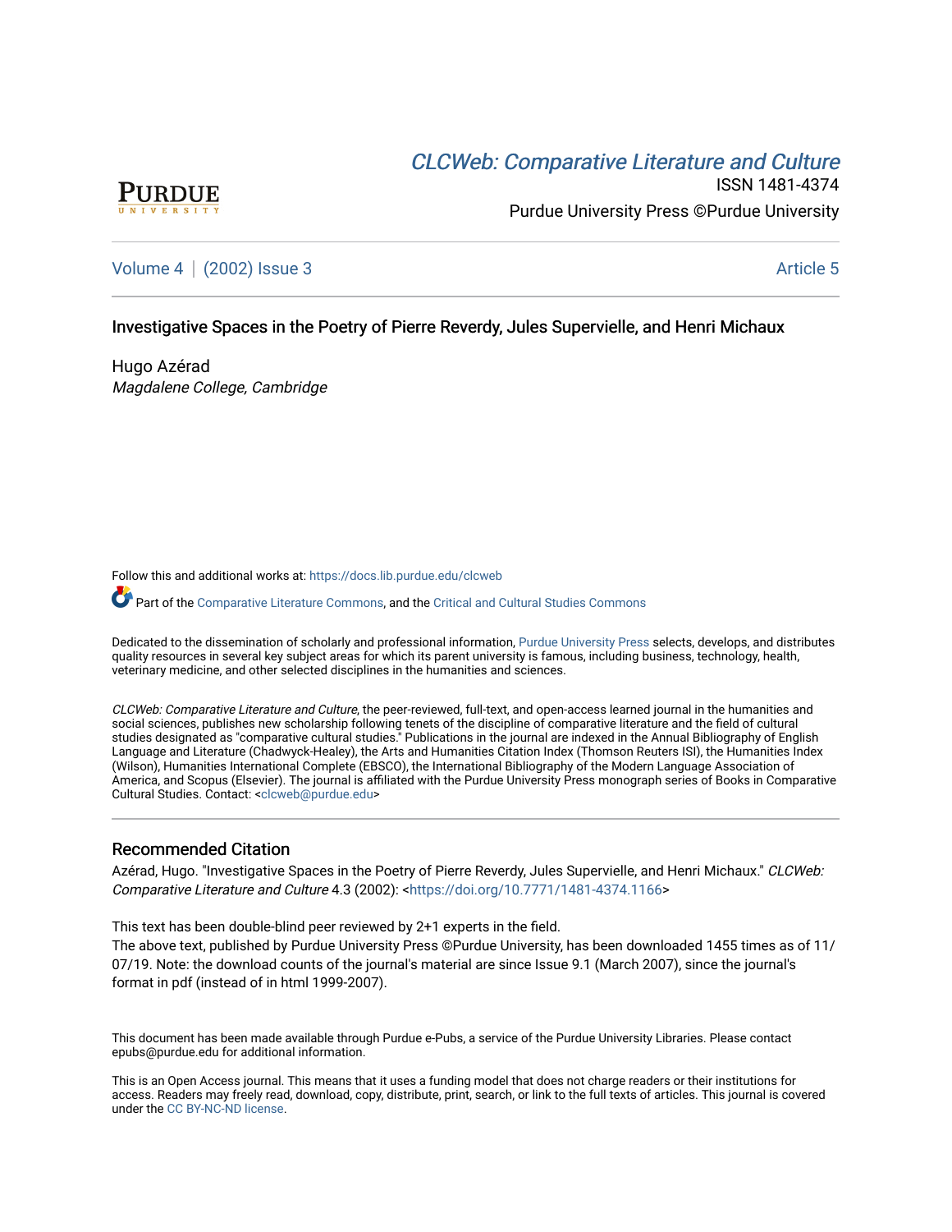CLCWeb: Comparative Literature and Culture

ISSN 1481-4374

Purdue University Press ©Purdue University

Volume 4 | (2002) Issue 3 Article 5

# Investigative Spaces in the Poetry of Pierre Reverdy, Jules Supervielle, and Henri Michaux

Hugo Azérad

*Magdalene College, Cambridge*

Follow this and additional works at: https://docs.lib.purdue.edu/clcweb

Part of the Comparative Literature Commons, and the Critical and Cultural Studies Commons

Dedicated to the dissemination of scholarly and professional information, Purdue University Press selects, develops, and distributes quality resources in several key subject areas for which its parent university is famous, including business, technology, health, veterinary medicine, and other selected disciplines in the humanities and sciences.

*CLCWeb: Comparative Literature and Culture*, the peer-reviewed, full-text, and open-access learned journal in the humanities and social sciences, publishes new scholarship following tenets of the discipline of comparative literature and the field of cultural studies designated as "comparative cultural studies." Publications in the journal are indexed in the Annual Bibliography of English Language and Literature (Chadwyck-Healey), the Arts and Humanities Citation Index (Thomson Reuters ISI), the Humanities Index (Wilson), Humanities International Complete (EBSCO), the International Bibliography of the Modern Language Association of America, and Scopus (Elsevier). The journal is affiliated with the Purdue University Press monograph series of Books in Comparative Cultural Studies. Contact: <clcweb@purdue.edu>

## Recommended Citation

Azérad, Hugo. "Investigative Spaces in the Poetry of Pierre Reverdy, Jules Supervielle, and Henri Michaux." *CLCWeb: Comparative Literature and Culture* 4.3 (2002): <https://doi.org/10.7771/1481-4374.1166>

This text has been double-blind peer reviewed by 2+1 experts in the field.
The above text, published by Purdue University Press ©Purdue University, has been downloaded 1455 times as of 11/07/19. Note: the download counts of the journal's material are since Issue 9.1 (March 2007), since the journal's format in pdf (instead of in html 1999-2007).

This document has been made available through Purdue e-Pubs, a service of the Purdue University Libraries. Please contact epubs@purdue.edu for additional information.

This is an Open Access journal. This means that it uses a funding model that does not charge readers or their institutions for access. Readers may freely read, download, copy, distribute, print, search, or link to the full texts of articles. This journal is covered under the CC BY-NC-ND license.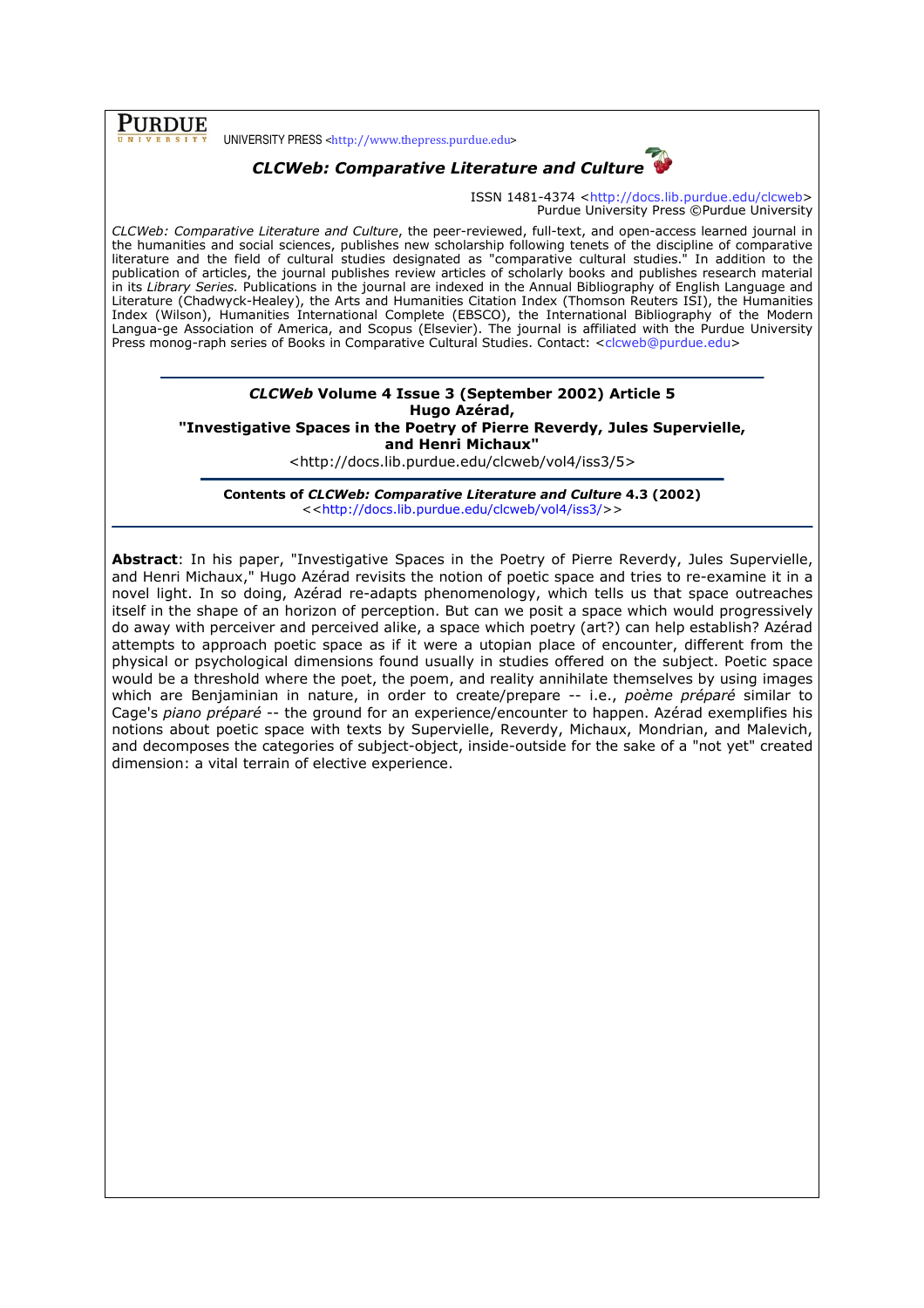PURDUE UNIVERSITY PRESS <http://www.thepress.purdue.edu>

***CLCWeb: Comparative Literature and Culture***

ISSN 1481-4374 <http://docs.lib.purdue.edu/clcweb>
Purdue University Press ©Purdue University

*CLCWeb: Comparative Literature and Culture*, the peer-reviewed, full-text, and open-access learned journal in the humanities and social sciences, publishes new scholarship following tenets of the discipline of comparative literature and the field of cultural studies designated as "comparative cultural studies." In addition to the publication of articles, the journal publishes review articles of scholarly books and publishes research material in its *Library Series.* Publications in the journal are indexed in the Annual Bibliography of English Language and Literature (Chadwyck-Healey), the Arts and Humanities Citation Index (Thomson Reuters ISI), the Humanities Index (Wilson), Humanities International Complete (EBSCO), the International Bibliography of the Modern Langua-ge Association of America, and Scopus (Elsevier). The journal is affiliated with the Purdue University Press monog-raph series of Books in Comparative Cultural Studies. Contact: <clcweb@purdue.edu>

---

***CLCWeb* Volume 4 Issue 3 (September 2002) Article 5**
**Hugo Azérad,**
**"Investigative Spaces in the Poetry of Pierre Reverdy, Jules Supervielle, and Henri Michaux"**
<http://docs.lib.purdue.edu/clcweb/vol4/iss3/5>

---

**Contents of *CLCWeb: Comparative Literature and Culture* 4.3 (2002)**
<<http://docs.lib.purdue.edu/clcweb/vol4/iss3/>>

---

**Abstract**: In his paper, "Investigative Spaces in the Poetry of Pierre Reverdy, Jules Supervielle, and Henri Michaux," Hugo Azérad revisits the notion of poetic space and tries to re-examine it in a novel light. In so doing, Azérad re-adapts phenomenology, which tells us that space outreaches itself in the shape of an horizon of perception. But can we posit a space which would progressively do away with perceiver and perceived alike, a space which poetry (art?) can help establish? Azérad attempts to approach poetic space as if it were a utopian place of encounter, different from the physical or psychological dimensions found usually in studies offered on the subject. Poetic space would be a threshold where the poet, the poem, and reality annihilate themselves by using images which are Benjaminian in nature, in order to create/prepare -- i.e., *poème préparé* similar to Cage's *piano préparé* -- the ground for an experience/encounter to happen. Azérad exemplifies his notions about poetic space with texts by Supervielle, Reverdy, Michaux, Mondrian, and Malevich, and decomposes the categories of subject-object, inside-outside for the sake of a "not yet" created dimension: a vital terrain of elective experience.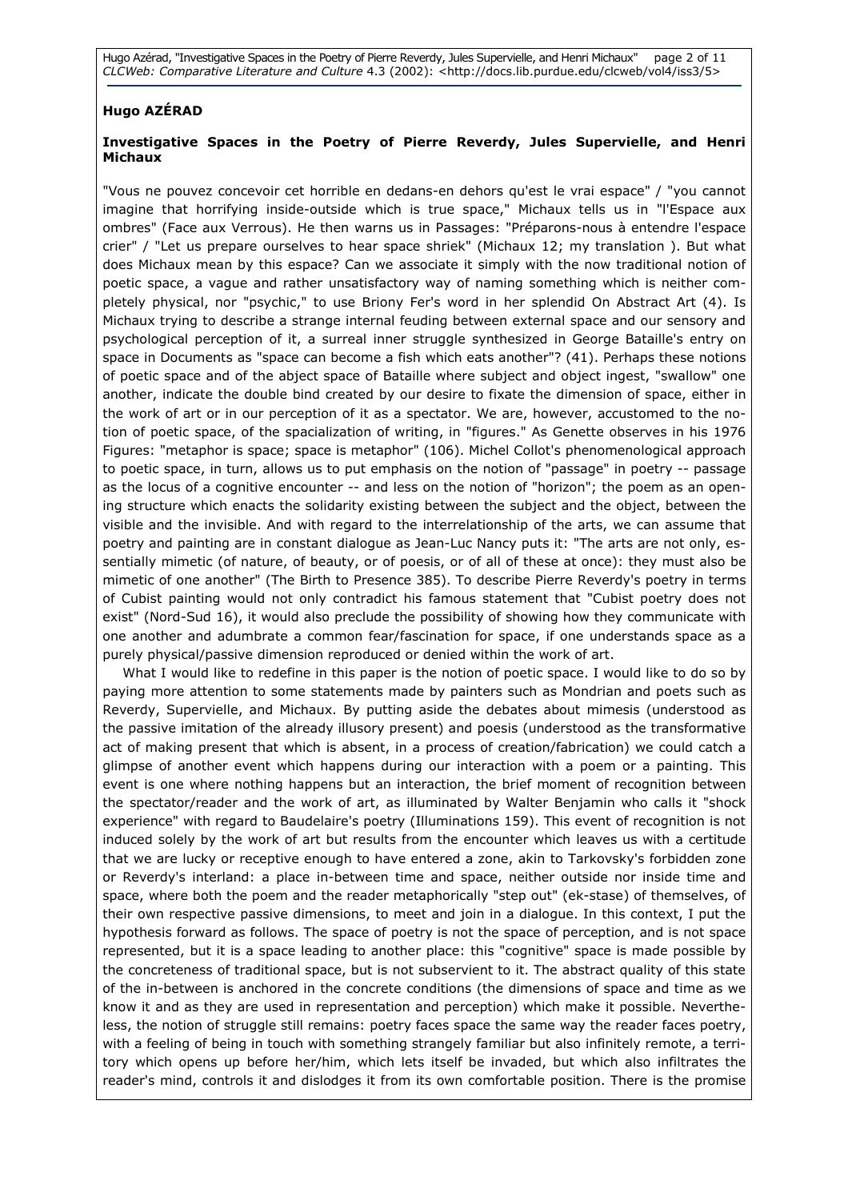**Hugo AZÉRAD**

**Investigative Spaces in the Poetry of Pierre Reverdy, Jules Supervielle, and Henri Michaux**

"Vous ne pouvez concevoir cet horrible en dedans-en dehors qu'est le vrai espace" / "you cannot imagine that horrifying inside-outside which is true space," Michaux tells us in "l'Espace aux ombres" (Face aux Verrous). He then warns us in Passages: "Préparons-nous à entendre l'espace crier" / "Let us prepare ourselves to hear space shriek" (Michaux 12; my translation ). But what does Michaux mean by this espace? Can we associate it simply with the now traditional notion of poetic space, a vague and rather unsatisfactory way of naming something which is neither completely physical, nor "psychic," to use Briony Fer's word in her splendid On Abstract Art (4). Is Michaux trying to describe a strange internal feuding between external space and our sensory and psychological perception of it, a surreal inner struggle synthesized in George Bataille's entry on space in Documents as "space can become a fish which eats another"? (41). Perhaps these notions of poetic space and of the abject space of Bataille where subject and object ingest, "swallow" one another, indicate the double bind created by our desire to fixate the dimension of space, either in the work of art or in our perception of it as a spectator. We are, however, accustomed to the notion of poetic space, of the spacialization of writing, in "figures." As Genette observes in his 1976 Figures: "metaphor is space; space is metaphor" (106). Michel Collot's phenomenological approach to poetic space, in turn, allows us to put emphasis on the notion of "passage" in poetry -- passage as the locus of a cognitive encounter -- and less on the notion of "horizon"; the poem as an opening structure which enacts the solidarity existing between the subject and the object, between the visible and the invisible. And with regard to the interrelationship of the arts, we can assume that poetry and painting are in constant dialogue as Jean-Luc Nancy puts it: "The arts are not only, essentially mimetic (of nature, of beauty, or of poesis, or of all of these at once): they must also be mimetic of one another" (The Birth to Presence 385). To describe Pierre Reverdy's poetry in terms of Cubist painting would not only contradict his famous statement that "Cubist poetry does not exist" (Nord-Sud 16), it would also preclude the possibility of showing how they communicate with one another and adumbrate a common fear/fascination for space, if one understands space as a purely physical/passive dimension reproduced or denied within the work of art.

What I would like to redefine in this paper is the notion of poetic space. I would like to do so by paying more attention to some statements made by painters such as Mondrian and poets such as Reverdy, Supervielle, and Michaux. By putting aside the debates about mimesis (understood as the passive imitation of the already illusory present) and poesis (understood as the transformative act of making present that which is absent, in a process of creation/fabrication) we could catch a glimpse of another event which happens during our interaction with a poem or a painting. This event is one where nothing happens but an interaction, the brief moment of recognition between the spectator/reader and the work of art, as illuminated by Walter Benjamin who calls it "shock experience" with regard to Baudelaire's poetry (Illuminations 159). This event of recognition is not induced solely by the work of art but results from the encounter which leaves us with a certitude that we are lucky or receptive enough to have entered a zone, akin to Tarkovsky's forbidden zone or Reverdy's interland: a place in-between time and space, neither outside nor inside time and space, where both the poem and the reader metaphorically "step out" (ek-stase) of themselves, of their own respective passive dimensions, to meet and join in a dialogue. In this context, I put the hypothesis forward as follows. The space of poetry is not the space of perception, and is not space represented, but it is a space leading to another place: this "cognitive" space is made possible by the concreteness of traditional space, but is not subservient to it. The abstract quality of this state of the in-between is anchored in the concrete conditions (the dimensions of space and time as we know it and as they are used in representation and perception) which make it possible. Nevertheless, the notion of struggle still remains: poetry faces space the same way the reader faces poetry, with a feeling of being in touch with something strangely familiar but also infinitely remote, a territory which opens up before her/him, which lets itself be invaded, but which also infiltrates the reader's mind, controls it and dislodges it from its own comfortable position. There is the promise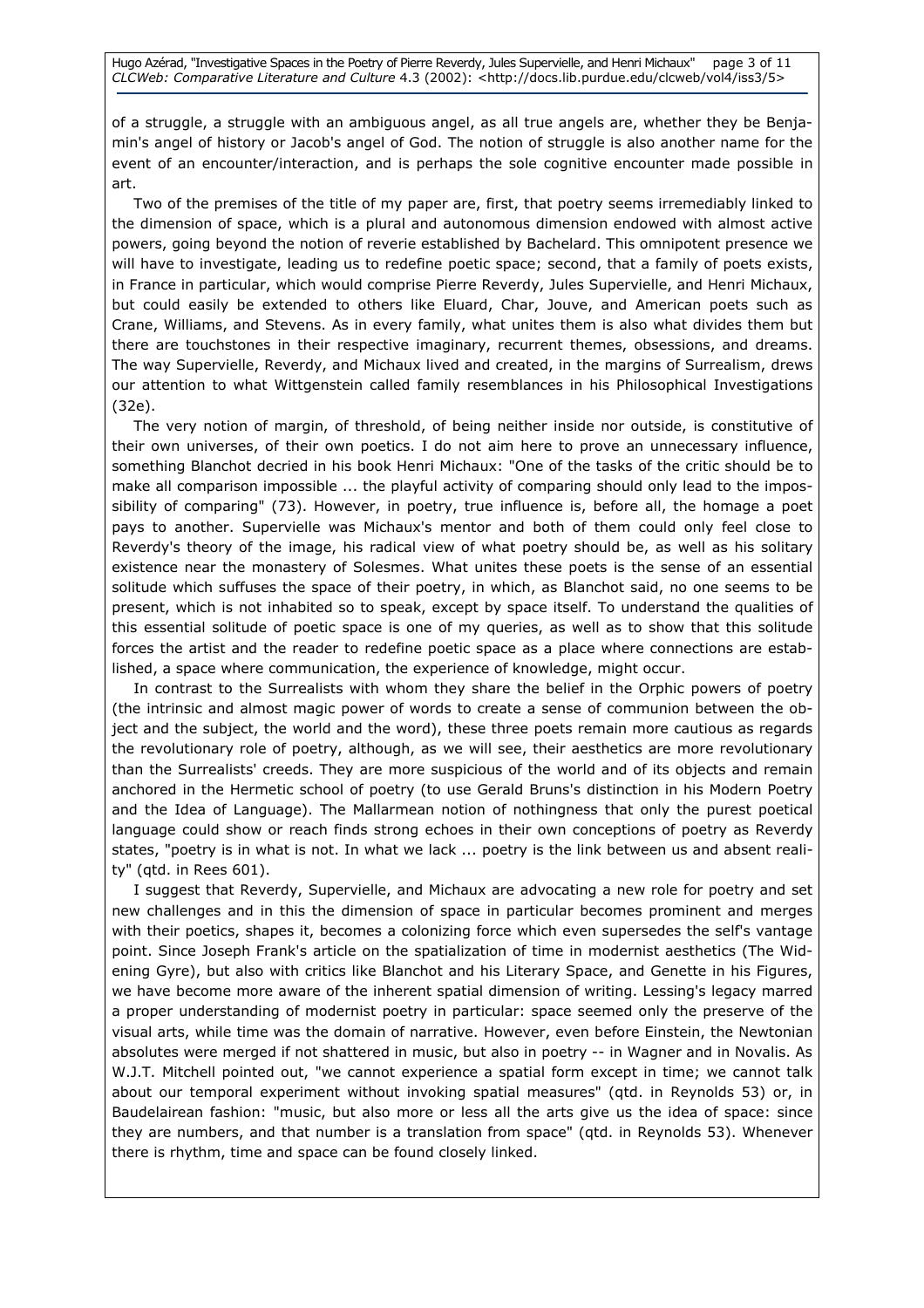of a struggle, a struggle with an ambiguous angel, as all true angels are, whether they be Benjamin's angel of history or Jacob's angel of God. The notion of struggle is also another name for the event of an encounter/interaction, and is perhaps the sole cognitive encounter made possible in art.

Two of the premises of the title of my paper are, first, that poetry seems irremediably linked to the dimension of space, which is a plural and autonomous dimension endowed with almost active powers, going beyond the notion of reverie established by Bachelard. This omnipotent presence we will have to investigate, leading us to redefine poetic space; second, that a family of poets exists, in France in particular, which would comprise Pierre Reverdy, Jules Supervielle, and Henri Michaux, but could easily be extended to others like Eluard, Char, Jouve, and American poets such as Crane, Williams, and Stevens. As in every family, what unites them is also what divides them but there are touchstones in their respective imaginary, recurrent themes, obsessions, and dreams. The way Supervielle, Reverdy, and Michaux lived and created, in the margins of Surrealism, drews our attention to what Wittgenstein called family resemblances in his Philosophical Investigations (32e).

The very notion of margin, of threshold, of being neither inside nor outside, is constitutive of their own universes, of their own poetics. I do not aim here to prove an unnecessary influence, something Blanchot decried in his book Henri Michaux: "One of the tasks of the critic should be to make all comparison impossible ... the playful activity of comparing should only lead to the impossibility of comparing" (73). However, in poetry, true influence is, before all, the homage a poet pays to another. Supervielle was Michaux's mentor and both of them could only feel close to Reverdy's theory of the image, his radical view of what poetry should be, as well as his solitary existence near the monastery of Solesmes. What unites these poets is the sense of an essential solitude which suffuses the space of their poetry, in which, as Blanchot said, no one seems to be present, which is not inhabited so to speak, except by space itself. To understand the qualities of this essential solitude of poetic space is one of my queries, as well as to show that this solitude forces the artist and the reader to redefine poetic space as a place where connections are established, a space where communication, the experience of knowledge, might occur.

In contrast to the Surrealists with whom they share the belief in the Orphic powers of poetry (the intrinsic and almost magic power of words to create a sense of communion between the object and the subject, the world and the word), these three poets remain more cautious as regards the revolutionary role of poetry, although, as we will see, their aesthetics are more revolutionary than the Surrealists' creeds. They are more suspicious of the world and of its objects and remain anchored in the Hermetic school of poetry (to use Gerald Bruns's distinction in his Modern Poetry and the Idea of Language). The Mallarmean notion of nothingness that only the purest poetical language could show or reach finds strong echoes in their own conceptions of poetry as Reverdy states, "poetry is in what is not. In what we lack ... poetry is the link between us and absent reality" (qtd. in Rees 601).

I suggest that Reverdy, Supervielle, and Michaux are advocating a new role for poetry and set new challenges and in this the dimension of space in particular becomes prominent and merges with their poetics, shapes it, becomes a colonizing force which even supersedes the self's vantage point. Since Joseph Frank's article on the spatialization of time in modernist aesthetics (The Widening Gyre), but also with critics like Blanchot and his Literary Space, and Genette in his Figures, we have become more aware of the inherent spatial dimension of writing. Lessing's legacy marred a proper understanding of modernist poetry in particular: space seemed only the preserve of the visual arts, while time was the domain of narrative. However, even before Einstein, the Newtonian absolutes were merged if not shattered in music, but also in poetry -- in Wagner and in Novalis. As W.J.T. Mitchell pointed out, "we cannot experience a spatial form except in time; we cannot talk about our temporal experiment without invoking spatial measures" (qtd. in Reynolds 53) or, in Baudelairean fashion: "music, but also more or less all the arts give us the idea of space: since they are numbers, and that number is a translation from space" (qtd. in Reynolds 53). Whenever there is rhythm, time and space can be found closely linked.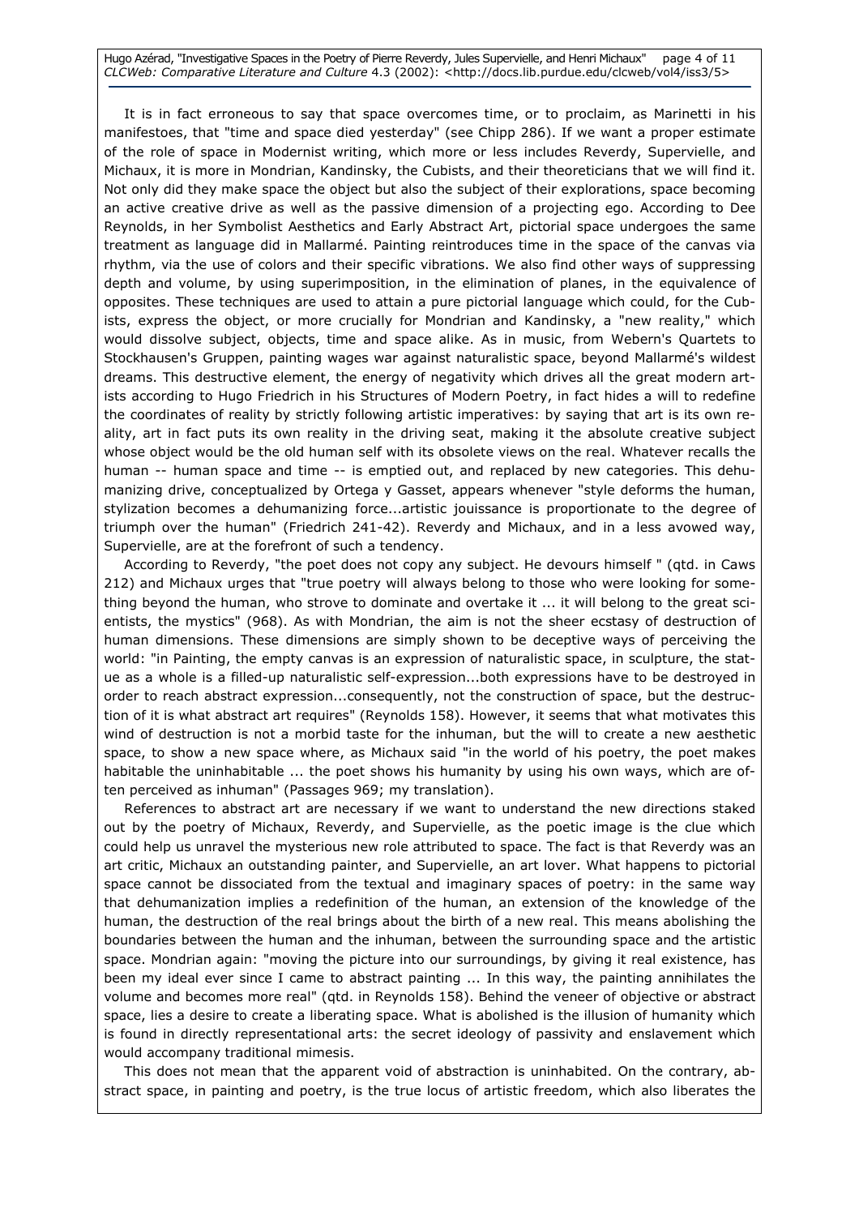It is in fact erroneous to say that space overcomes time, or to proclaim, as Marinetti in his manifestoes, that "time and space died yesterday" (see Chipp 286). If we want a proper estimate of the role of space in Modernist writing, which more or less includes Reverdy, Supervielle, and Michaux, it is more in Mondrian, Kandinsky, the Cubists, and their theoreticians that we will find it. Not only did they make space the object but also the subject of their explorations, space becoming an active creative drive as well as the passive dimension of a projecting ego. According to Dee Reynolds, in her Symbolist Aesthetics and Early Abstract Art, pictorial space undergoes the same treatment as language did in Mallarmé. Painting reintroduces time in the space of the canvas via rhythm, via the use of colors and their specific vibrations. We also find other ways of suppressing depth and volume, by using superimposition, in the elimination of planes, in the equivalence of opposites. These techniques are used to attain a pure pictorial language which could, for the Cubists, express the object, or more crucially for Mondrian and Kandinsky, a "new reality," which would dissolve subject, objects, time and space alike. As in music, from Webern's Quartets to Stockhausen's Gruppen, painting wages war against naturalistic space, beyond Mallarmé's wildest dreams. This destructive element, the energy of negativity which drives all the great modern artists according to Hugo Friedrich in his Structures of Modern Poetry, in fact hides a will to redefine the coordinates of reality by strictly following artistic imperatives: by saying that art is its own reality, art in fact puts its own reality in the driving seat, making it the absolute creative subject whose object would be the old human self with its obsolete views on the real. Whatever recalls the human -- human space and time -- is emptied out, and replaced by new categories. This dehumanizing drive, conceptualized by Ortega y Gasset, appears whenever "style deforms the human, stylization becomes a dehumanizing force...artistic jouissance is proportionate to the degree of triumph over the human" (Friedrich 241-42). Reverdy and Michaux, and in a less avowed way, Supervielle, are at the forefront of such a tendency.

According to Reverdy, "the poet does not copy any subject. He devours himself " (qtd. in Caws 212) and Michaux urges that "true poetry will always belong to those who were looking for something beyond the human, who strove to dominate and overtake it ... it will belong to the great scientists, the mystics" (968). As with Mondrian, the aim is not the sheer ecstasy of destruction of human dimensions. These dimensions are simply shown to be deceptive ways of perceiving the world: "in Painting, the empty canvas is an expression of naturalistic space, in sculpture, the statue as a whole is a filled-up naturalistic self-expression...both expressions have to be destroyed in order to reach abstract expression...consequently, not the construction of space, but the destruction of it is what abstract art requires" (Reynolds 158). However, it seems that what motivates this wind of destruction is not a morbid taste for the inhuman, but the will to create a new aesthetic space, to show a new space where, as Michaux said "in the world of his poetry, the poet makes habitable the uninhabitable ... the poet shows his humanity by using his own ways, which are often perceived as inhuman" (Passages 969; my translation).

References to abstract art are necessary if we want to understand the new directions staked out by the poetry of Michaux, Reverdy, and Supervielle, as the poetic image is the clue which could help us unravel the mysterious new role attributed to space. The fact is that Reverdy was an art critic, Michaux an outstanding painter, and Supervielle, an art lover. What happens to pictorial space cannot be dissociated from the textual and imaginary spaces of poetry: in the same way that dehumanization implies a redefinition of the human, an extension of the knowledge of the human, the destruction of the real brings about the birth of a new real. This means abolishing the boundaries between the human and the inhuman, between the surrounding space and the artistic space. Mondrian again: "moving the picture into our surroundings, by giving it real existence, has been my ideal ever since I came to abstract painting ... In this way, the painting annihilates the volume and becomes more real" (qtd. in Reynolds 158). Behind the veneer of objective or abstract space, lies a desire to create a liberating space. What is abolished is the illusion of humanity which is found in directly representational arts: the secret ideology of passivity and enslavement which would accompany traditional mimesis.

This does not mean that the apparent void of abstraction is uninhabited. On the contrary, abstract space, in painting and poetry, is the true locus of artistic freedom, which also liberates the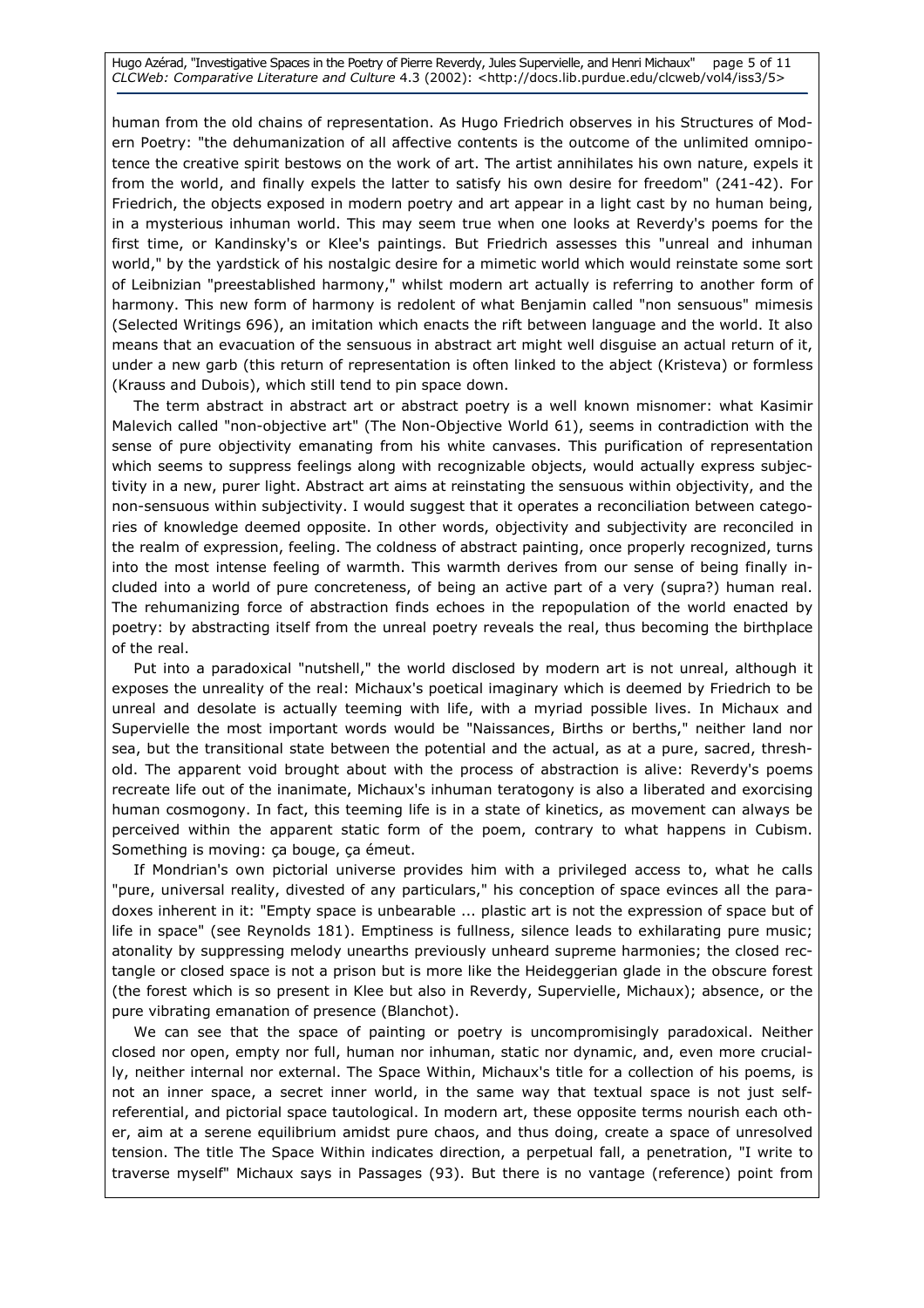human from the old chains of representation. As Hugo Friedrich observes in his Structures of Modern Poetry: "the dehumanization of all affective contents is the outcome of the unlimited omnipotence the creative spirit bestows on the work of art. The artist annihilates his own nature, expels it from the world, and finally expels the latter to satisfy his own desire for freedom" (241-42). For Friedrich, the objects exposed in modern poetry and art appear in a light cast by no human being, in a mysterious inhuman world. This may seem true when one looks at Reverdy's poems for the first time, or Kandinsky's or Klee's paintings. But Friedrich assesses this "unreal and inhuman world," by the yardstick of his nostalgic desire for a mimetic world which would reinstate some sort of Leibnizian "preestablished harmony," whilst modern art actually is referring to another form of harmony. This new form of harmony is redolent of what Benjamin called "non sensuous" mimesis (Selected Writings 696), an imitation which enacts the rift between language and the world. It also means that an evacuation of the sensuous in abstract art might well disguise an actual return of it, under a new garb (this return of representation is often linked to the abject (Kristeva) or formless (Krauss and Dubois), which still tend to pin space down.

The term abstract in abstract art or abstract poetry is a well known misnomer: what Kasimir Malevich called "non-objective art" (The Non-Objective World 61), seems in contradiction with the sense of pure objectivity emanating from his white canvases. This purification of representation which seems to suppress feelings along with recognizable objects, would actually express subjectivity in a new, purer light. Abstract art aims at reinstating the sensuous within objectivity, and the non-sensuous within subjectivity. I would suggest that it operates a reconciliation between categories of knowledge deemed opposite. In other words, objectivity and subjectivity are reconciled in the realm of expression, feeling. The coldness of abstract painting, once properly recognized, turns into the most intense feeling of warmth. This warmth derives from our sense of being finally included into a world of pure concreteness, of being an active part of a very (supra?) human real. The rehumanizing force of abstraction finds echoes in the repopulation of the world enacted by poetry: by abstracting itself from the unreal poetry reveals the real, thus becoming the birthplace of the real.

Put into a paradoxical "nutshell," the world disclosed by modern art is not unreal, although it exposes the unreality of the real: Michaux's poetical imaginary which is deemed by Friedrich to be unreal and desolate is actually teeming with life, with a myriad possible lives. In Michaux and Supervielle the most important words would be "Naissances, Births or berths," neither land nor sea, but the transitional state between the potential and the actual, as at a pure, sacred, threshold. The apparent void brought about with the process of abstraction is alive: Reverdy's poems recreate life out of the inanimate, Michaux's inhuman teratogony is also a liberated and exorcising human cosmogony. In fact, this teeming life is in a state of kinetics, as movement can always be perceived within the apparent static form of the poem, contrary to what happens in Cubism. Something is moving: ça bouge, ça émeut.

If Mondrian's own pictorial universe provides him with a privileged access to, what he calls "pure, universal reality, divested of any particulars," his conception of space evinces all the paradoxes inherent in it: "Empty space is unbearable ... plastic art is not the expression of space but of life in space" (see Reynolds 181). Emptiness is fullness, silence leads to exhilarating pure music; atonality by suppressing melody unearths previously unheard supreme harmonies; the closed rectangle or closed space is not a prison but is more like the Heideggerian glade in the obscure forest (the forest which is so present in Klee but also in Reverdy, Supervielle, Michaux); absence, or the pure vibrating emanation of presence (Blanchot).

We can see that the space of painting or poetry is uncompromisingly paradoxical. Neither closed nor open, empty nor full, human nor inhuman, static nor dynamic, and, even more crucially, neither internal nor external. The Space Within, Michaux's title for a collection of his poems, is not an inner space, a secret inner world, in the same way that textual space is not just self-referential, and pictorial space tautological. In modern art, these opposite terms nourish each other, aim at a serene equilibrium amidst pure chaos, and thus doing, create a space of unresolved tension. The title The Space Within indicates direction, a perpetual fall, a penetration, "I write to traverse myself" Michaux says in Passages (93). But there is no vantage (reference) point from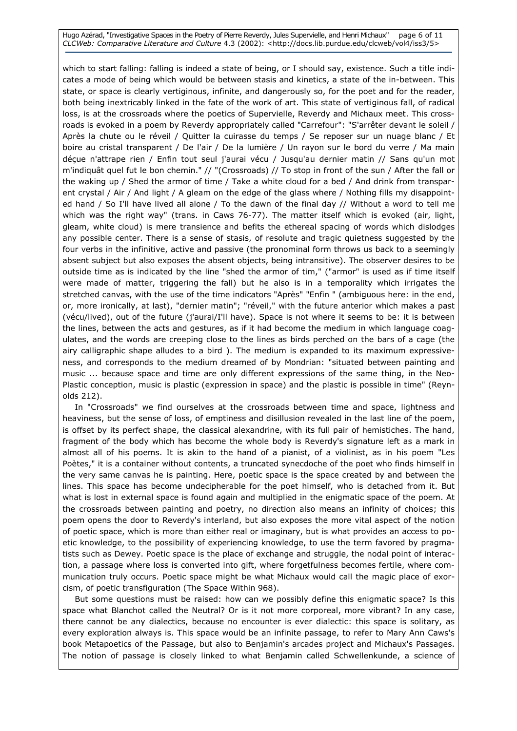which to start falling: falling is indeed a state of being, or I should say, existence. Such a title indicates a mode of being which would be between stasis and kinetics, a state of the in-between. This state, or space is clearly vertiginous, infinite, and dangerously so, for the poet and for the reader, both being inextricably linked in the fate of the work of art. This state of vertiginous fall, of radical loss, is at the crossroads where the poetics of Supervielle, Reverdy and Michaux meet. This crossroads is evoked in a poem by Reverdy appropriately called "Carrefour": "S'arrêter devant le soleil / Après la chute ou le réveil / Quitter la cuirasse du temps / Se reposer sur un nuage blanc / Et boire au cristal transparent / De l'air / De la lumière / Un rayon sur le bord du verre / Ma main déçue n'attrape rien / Enfin tout seul j'aurai vécu / Jusqu'au dernier matin // Sans qu'un mot m'indiquât quel fut le bon chemin." // "(Crossroads) // To stop in front of the sun / After the fall or the waking up / Shed the armor of time / Take a white cloud for a bed / And drink from transparent crystal / Air / And light / A gleam on the edge of the glass where / Nothing fills my disappointed hand / So I'll have lived all alone / To the dawn of the final day // Without a word to tell me which was the right way" (trans. in Caws 76-77). The matter itself which is evoked (air, light, gleam, white cloud) is mere transience and befits the ethereal spacing of words which dislodges any possible center. There is a sense of stasis, of resolute and tragic quietness suggested by the four verbs in the infinitive, active and passive (the pronominal form throws us back to a seemingly absent subject but also exposes the absent objects, being intransitive). The observer desires to be outside time as is indicated by the line "shed the armor of tim," ("armor" is used as if time itself were made of matter, triggering the fall) but he also is in a temporality which irrigates the stretched canvas, with the use of the time indicators "Après" "Enfin " (ambiguous here: in the end, or, more ironically, at last), "dernier matin"; "réveil," with the future anterior which makes a past (vécu/lived), out of the future (j'aurai/I'll have). Space is not where it seems to be: it is between the lines, between the acts and gestures, as if it had become the medium in which language coagulates, and the words are creeping close to the lines as birds perched on the bars of a cage (the airy calligraphic shape alludes to a bird ). The medium is expanded to its maximum expressiveness, and corresponds to the medium dreamed of by Mondrian: "situated between painting and music ... because space and time are only different expressions of the same thing, in the Neo-Plastic conception, music is plastic (expression in space) and the plastic is possible in time" (Reynolds 212).

In "Crossroads" we find ourselves at the crossroads between time and space, lightness and heaviness, but the sense of loss, of emptiness and disillusion revealed in the last line of the poem, is offset by its perfect shape, the classical alexandrine, with its full pair of hemistiches. The hand, fragment of the body which has become the whole body is Reverdy's signature left as a mark in almost all of his poems. It is akin to the hand of a pianist, of a violinist, as in his poem "Les Poètes," it is a container without contents, a truncated synecdoche of the poet who finds himself in the very same canvas he is painting. Here, poetic space is the space created by and between the lines. This space has become undecipherable for the poet himself, who is detached from it. But what is lost in external space is found again and multiplied in the enigmatic space of the poem. At the crossroads between painting and poetry, no direction also means an infinity of choices; this poem opens the door to Reverdy's interland, but also exposes the more vital aspect of the notion of poetic space, which is more than either real or imaginary, but is what provides an access to poetic knowledge, to the possibility of experiencing knowledge, to use the term favored by pragmatists such as Dewey. Poetic space is the place of exchange and struggle, the nodal point of interaction, a passage where loss is converted into gift, where forgetfulness becomes fertile, where communication truly occurs. Poetic space might be what Michaux would call the magic place of exorcism, of poetic transfiguration (The Space Within 968).

But some questions must be raised: how can we possibly define this enigmatic space? Is this space what Blanchot called the Neutral? Or is it not more corporeal, more vibrant? In any case, there cannot be any dialectics, because no encounter is ever dialectic: this space is solitary, as every exploration always is. This space would be an infinite passage, to refer to Mary Ann Caws's book Metapoetics of the Passage, but also to Benjamin's arcades project and Michaux's Passages. The notion of passage is closely linked to what Benjamin called Schwellenkunde, a science of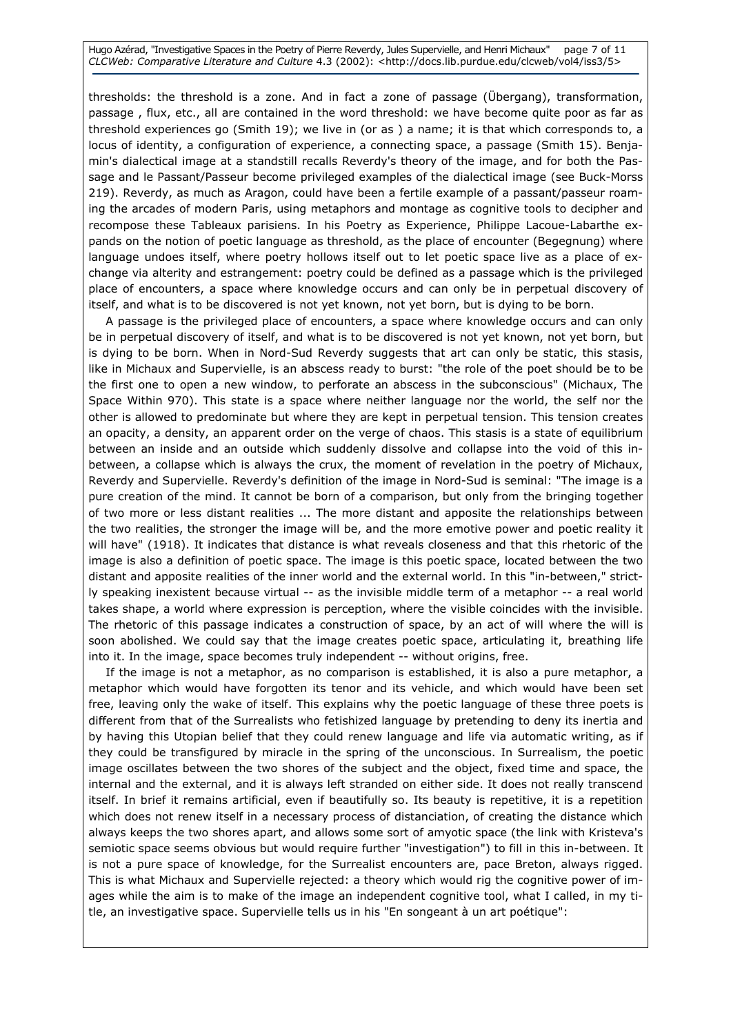thresholds: the threshold is a zone. And in fact a zone of passage (Übergang), transformation, passage , flux, etc., all are contained in the word threshold: we have become quite poor as far as threshold experiences go (Smith 19); we live in (or as ) a name; it is that which corresponds to, a locus of identity, a configuration of experience, a connecting space, a passage (Smith 15). Benjamin's dialectical image at a standstill recalls Reverdy's theory of the image, and for both the Passage and le Passant/Passeur become privileged examples of the dialectical image (see Buck-Morss 219). Reverdy, as much as Aragon, could have been a fertile example of a passant/passeur roaming the arcades of modern Paris, using metaphors and montage as cognitive tools to decipher and recompose these Tableaux parisiens. In his Poetry as Experience, Philippe Lacoue-Labarthe expands on the notion of poetic language as threshold, as the place of encounter (Begegnung) where language undoes itself, where poetry hollows itself out to let poetic space live as a place of exchange via alterity and estrangement: poetry could be defined as a passage which is the privileged place of encounters, a space where knowledge occurs and can only be in perpetual discovery of itself, and what is to be discovered is not yet known, not yet born, but is dying to be born.

A passage is the privileged place of encounters, a space where knowledge occurs and can only be in perpetual discovery of itself, and what is to be discovered is not yet known, not yet born, but is dying to be born. When in Nord-Sud Reverdy suggests that art can only be static, this stasis, like in Michaux and Supervielle, is an abscess ready to burst: "the role of the poet should be to be the first one to open a new window, to perforate an abscess in the subconscious" (Michaux, The Space Within 970). This state is a space where neither language nor the world, the self nor the other is allowed to predominate but where they are kept in perpetual tension. This tension creates an opacity, a density, an apparent order on the verge of chaos. This stasis is a state of equilibrium between an inside and an outside which suddenly dissolve and collapse into the void of this in-between, a collapse which is always the crux, the moment of revelation in the poetry of Michaux, Reverdy and Supervielle. Reverdy's definition of the image in Nord-Sud is seminal: "The image is a pure creation of the mind. It cannot be born of a comparison, but only from the bringing together of two more or less distant realities ... The more distant and apposite the relationships between the two realities, the stronger the image will be, and the more emotive power and poetic reality it will have" (1918). It indicates that distance is what reveals closeness and that this rhetoric of the image is also a definition of poetic space. The image is this poetic space, located between the two distant and apposite realities of the inner world and the external world. In this "in-between," strictly speaking inexistent because virtual -- as the invisible middle term of a metaphor -- a real world takes shape, a world where expression is perception, where the visible coincides with the invisible. The rhetoric of this passage indicates a construction of space, by an act of will where the will is soon abolished. We could say that the image creates poetic space, articulating it, breathing life into it. In the image, space becomes truly independent -- without origins, free.

If the image is not a metaphor, as no comparison is established, it is also a pure metaphor, a metaphor which would have forgotten its tenor and its vehicle, and which would have been set free, leaving only the wake of itself. This explains why the poetic language of these three poets is different from that of the Surrealists who fetishized language by pretending to deny its inertia and by having this Utopian belief that they could renew language and life via automatic writing, as if they could be transfigured by miracle in the spring of the unconscious. In Surrealism, the poetic image oscillates between the two shores of the subject and the object, fixed time and space, the internal and the external, and it is always left stranded on either side. It does not really transcend itself. In brief it remains artificial, even if beautifully so. Its beauty is repetitive, it is a repetition which does not renew itself in a necessary process of distanciation, of creating the distance which always keeps the two shores apart, and allows some sort of amyotic space (the link with Kristeva's semiotic space seems obvious but would require further "investigation") to fill in this in-between. It is not a pure space of knowledge, for the Surrealist encounters are, pace Breton, always rigged. This is what Michaux and Supervielle rejected: a theory which would rig the cognitive power of images while the aim is to make of the image an independent cognitive tool, what I called, in my title, an investigative space. Supervielle tells us in his "En songeant à un art poétique":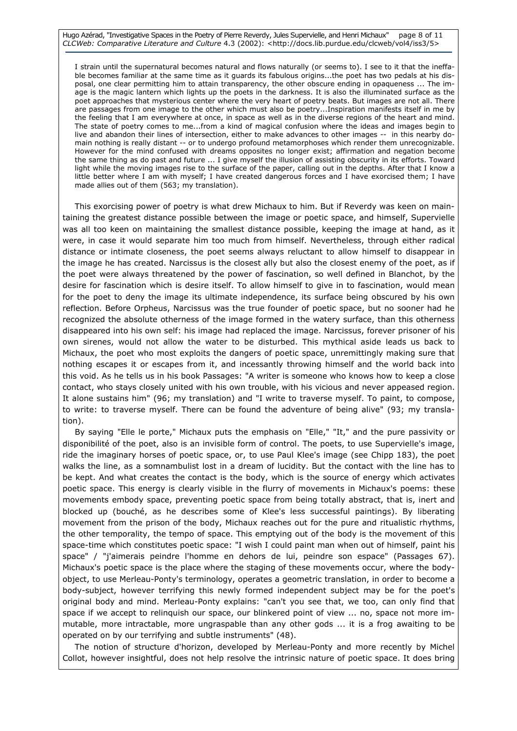> I strain until the supernatural becomes natural and flows naturally (or seems to). I see to it that the ineffable becomes familiar at the same time as it guards its fabulous origins...the poet has two pedals at his disposal, one clear permitting him to attain transparency, the other obscure ending in opaqueness ... The image is the magic lantern which lights up the poets in the darkness. It is also the illuminated surface as the poet approaches that mysterious center where the very heart of poetry beats. But images are not all. There are passages from one image to the other which must also be poetry...Inspiration manifests itself in me by the feeling that I am everywhere at once, in space as well as in the diverse regions of the heart and mind. The state of poetry comes to me...from a kind of magical confusion where the ideas and images begin to live and abandon their lines of intersection, either to make advances to other images -- in this nearby domain nothing is really distant -- or to undergo profound metamorphoses which render them unrecognizable. However for the mind confused with dreams opposites no longer exist; affirmation and negation become the same thing as do past and future ... I give myself the illusion of assisting obscurity in its efforts. Toward light while the moving images rise to the surface of the paper, calling out in the depths. After that I know a little better where I am with myself; I have created dangerous forces and I have exorcised them; I have made allies out of them (563; my translation).

This exorcising power of poetry is what drew Michaux to him. But if Reverdy was keen on maintaining the greatest distance possible between the image or poetic space, and himself, Supervielle was all too keen on maintaining the smallest distance possible, keeping the image at hand, as it were, in case it would separate him too much from himself. Nevertheless, through either radical distance or intimate closeness, the poet seems always reluctant to allow himself to disappear in the image he has created. Narcissus is the closest ally but also the closest enemy of the poet, as if the poet were always threatened by the power of fascination, so well defined in Blanchot, by the desire for fascination which is desire itself. To allow himself to give in to fascination, would mean for the poet to deny the image its ultimate independence, its surface being obscured by his own reflection. Before Orpheus, Narcissus was the true founder of poetic space, but no sooner had he recognized the absolute otherness of the image formed in the watery surface, than this otherness disappeared into his own self: his image had replaced the image. Narcissus, forever prisoner of his own sirenes, would not allow the water to be disturbed. This mythical aside leads us back to Michaux, the poet who most exploits the dangers of poetic space, unremittingly making sure that nothing escapes it or escapes from it, and incessantly throwing himself and the world back into this void. As he tells us in his book Passages: "A writer is someone who knows how to keep a close contact, who stays closely united with his own trouble, with his vicious and never appeased region. It alone sustains him" (96; my translation) and "I write to traverse myself. To paint, to compose, to write: to traverse myself. There can be found the adventure of being alive" (93; my translation).

By saying "Elle le porte," Michaux puts the emphasis on "Elle," "It," and the pure passivity or disponibilité of the poet, also is an invisible form of control. The poets, to use Supervielle's image, ride the imaginary horses of poetic space, or, to use Paul Klee's image (see Chipp 183), the poet walks the line, as a somnambulist lost in a dream of lucidity. But the contact with the line has to be kept. And what creates the contact is the body, which is the source of energy which activates poetic space. This energy is clearly visible in the flurry of movements in Michaux's poems: these movements embody space, preventing poetic space from being totally abstract, that is, inert and blocked up (bouché, as he describes some of Klee's less successful paintings). By liberating movement from the prison of the body, Michaux reaches out for the pure and ritualistic rhythms, the other temporality, the tempo of space. This emptying out of the body is the movement of this space-time which constitutes poetic space: "I wish I could paint man when out of himself, paint his space" / "j'aimerais peindre l'homme en dehors de lui, peindre son espace" (Passages 67). Michaux's poetic space is the place where the staging of these movements occur, where the body-object, to use Merleau-Ponty's terminology, operates a geometric translation, in order to become a body-subject, however terrifying this newly formed independent subject may be for the poet's original body and mind. Merleau-Ponty explains: "can't you see that, we too, can only find that space if we accept to relinquish our space, our blinkered point of view ... no, space not more immutable, more intractable, more ungraspable than any other gods ... it is a frog awaiting to be operated on by our terrifying and subtle instruments" (48).

The notion of structure d'horizon, developed by Merleau-Ponty and more recently by Michel Collot, however insightful, does not help resolve the intrinsic nature of poetic space. It does bring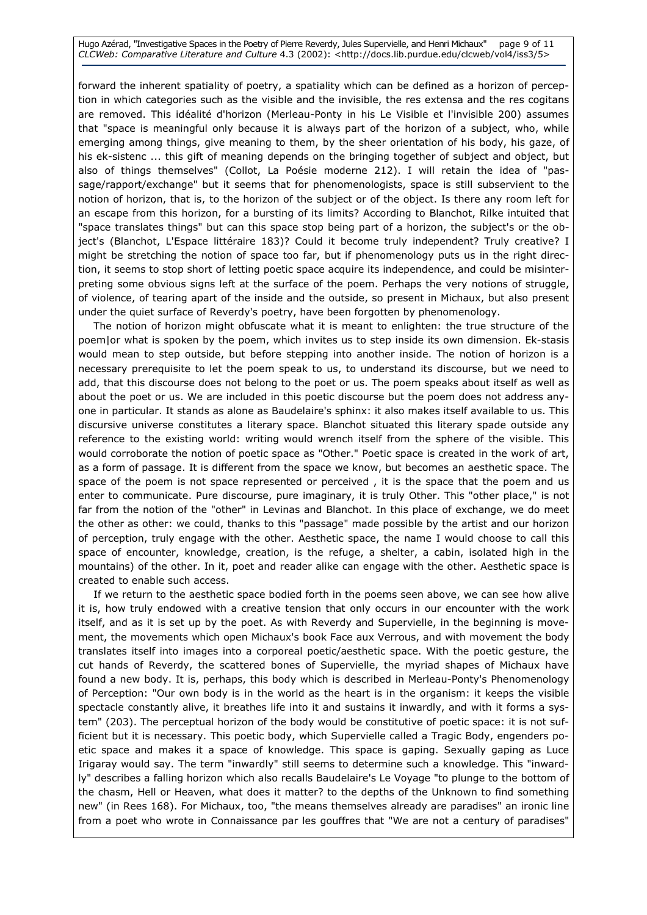forward the inherent spatiality of poetry, a spatiality which can be defined as a horizon of perception in which categories such as the visible and the invisible, the res extensa and the res cogitans are removed. This idéalité d'horizon (Merleau-Ponty in his Le Visible et l'invisible 200) assumes that "space is meaningful only because it is always part of the horizon of a subject, who, while emerging among things, give meaning to them, by the sheer orientation of his body, his gaze, of his ek-sistenc ... this gift of meaning depends on the bringing together of subject and object, but also of things themselves" (Collot, La Poésie moderne 212). I will retain the idea of "passage/rapport/exchange" but it seems that for phenomenologists, space is still subservient to the notion of horizon, that is, to the horizon of the subject or of the object. Is there any room left for an escape from this horizon, for a bursting of its limits? According to Blanchot, Rilke intuited that "space translates things" but can this space stop being part of a horizon, the subject's or the object's (Blanchot, L'Espace littéraire 183)? Could it become truly independent? Truly creative? I might be stretching the notion of space too far, but if phenomenology puts us in the right direction, it seems to stop short of letting poetic space acquire its independence, and could be misinterpreting some obvious signs left at the surface of the poem. Perhaps the very notions of struggle, of violence, of tearing apart of the inside and the outside, so present in Michaux, but also present under the quiet surface of Reverdy's poetry, have been forgotten by phenomenology.

The notion of horizon might obfuscate what it is meant to enlighten: the true structure of the poem|or what is spoken by the poem, which invites us to step inside its own dimension. Ek-stasis would mean to step outside, but before stepping into another inside. The notion of horizon is a necessary prerequisite to let the poem speak to us, to understand its discourse, but we need to add, that this discourse does not belong to the poet or us. The poem speaks about itself as well as about the poet or us. We are included in this poetic discourse but the poem does not address anyone in particular. It stands as alone as Baudelaire's sphinx: it also makes itself available to us. This discursive universe constitutes a literary space. Blanchot situated this literary spade outside any reference to the existing world: writing would wrench itself from the sphere of the visible. This would corroborate the notion of poetic space as "Other." Poetic space is created in the work of art, as a form of passage. It is different from the space we know, but becomes an aesthetic space. The space of the poem is not space represented or perceived , it is the space that the poem and us enter to communicate. Pure discourse, pure imaginary, it is truly Other. This "other place," is not far from the notion of the "other" in Levinas and Blanchot. In this place of exchange, we do meet the other as other: we could, thanks to this "passage" made possible by the artist and our horizon of perception, truly engage with the other. Aesthetic space, the name I would choose to call this space of encounter, knowledge, creation, is the refuge, a shelter, a cabin, isolated high in the mountains) of the other. In it, poet and reader alike can engage with the other. Aesthetic space is created to enable such access.

If we return to the aesthetic space bodied forth in the poems seen above, we can see how alive it is, how truly endowed with a creative tension that only occurs in our encounter with the work itself, and as it is set up by the poet. As with Reverdy and Supervielle, in the beginning is movement, the movements which open Michaux's book Face aux Verrous, and with movement the body translates itself into images into a corporeal poetic/aesthetic space. With the poetic gesture, the cut hands of Reverdy, the scattered bones of Supervielle, the myriad shapes of Michaux have found a new body. It is, perhaps, this body which is described in Merleau-Ponty's Phenomenology of Perception: "Our own body is in the world as the heart is in the organism: it keeps the visible spectacle constantly alive, it breathes life into it and sustains it inwardly, and with it forms a system" (203). The perceptual horizon of the body would be constitutive of poetic space: it is not sufficient but it is necessary. This poetic body, which Supervielle called a Tragic Body, engenders poetic space and makes it a space of knowledge. This space is gaping. Sexually gaping as Luce Irigaray would say. The term "inwardly" still seems to determine such a knowledge. This "inwardly" describes a falling horizon which also recalls Baudelaire's Le Voyage "to plunge to the bottom of the chasm, Hell or Heaven, what does it matter? to the depths of the Unknown to find something new" (in Rees 168). For Michaux, too, "the means themselves already are paradises" an ironic line from a poet who wrote in Connaissance par les gouffres that "We are not a century of paradises"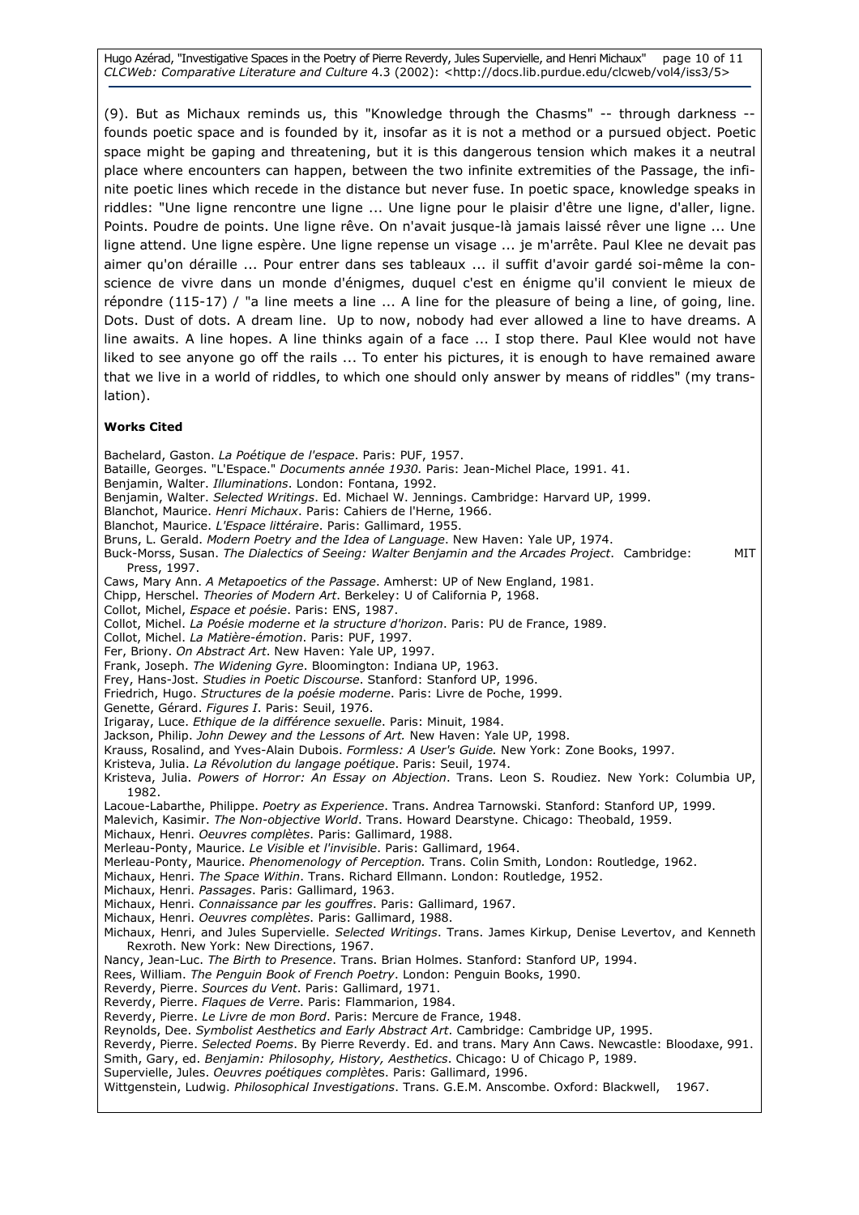(9). But as Michaux reminds us, this "Knowledge through the Chasms" -- through darkness -- founds poetic space and is founded by it, insofar as it is not a method or a pursued object. Poetic space might be gaping and threatening, but it is this dangerous tension which makes it a neutral place where encounters can happen, between the two infinite extremities of the Passage, the infinite poetic lines which recede in the distance but never fuse. In poetic space, knowledge speaks in riddles: "Une ligne rencontre une ligne ... Une ligne pour le plaisir d'être une ligne, d'aller, ligne. Points. Poudre de points. Une ligne rêve. On n'avait jusque-là jamais laissé rêver une ligne ... Une ligne attend. Une ligne espère. Une ligne repense un visage ... je m'arrête. Paul Klee ne devait pas aimer qu'on déraille ... Pour entrer dans ses tableaux ... il suffit d'avoir gardé soi-même la conscience de vivre dans un monde d'énigmes, duquel c'est en énigme qu'il convient le mieux de répondre (115-17) / "a line meets a line ... A line for the pleasure of being a line, of going, line. Dots. Dust of dots. A dream line. Up to now, nobody had ever allowed a line to have dreams. A line awaits. A line hopes. A line thinks again of a face ... I stop there. Paul Klee would not have liked to see anyone go off the rails ... To enter his pictures, it is enough to have remained aware that we live in a world of riddles, to which one should only answer by means of riddles" (my translation).

**Works Cited**

Bachelard, Gaston. *La Poétique de l'espace*. Paris: PUF, 1957.
Bataille, Georges. "L'Espace." *Documents année 1930*. Paris: Jean-Michel Place, 1991. 41.
Benjamin, Walter. *Illuminations*. London: Fontana, 1992.
Benjamin, Walter. *Selected Writings*. Ed. Michael W. Jennings. Cambridge: Harvard UP, 1999.
Blanchot, Maurice. *Henri Michaux*. Paris: Cahiers de l'Herne, 1966.
Blanchot, Maurice. *L'Espace littéraire*. Paris: Gallimard, 1955.
Bruns, L. Gerald. *Modern Poetry and the Idea of Language*. New Haven: Yale UP, 1974.
Buck-Morss, Susan. *The Dialectics of Seeing: Walter Benjamin and the Arcades Project*. Cambridge: MIT Press, 1997.
Caws, Mary Ann. *A Metapoetics of the Passage*. Amherst: UP of New England, 1981.
Chipp, Herschel. *Theories of Modern Art*. Berkeley: U of California P, 1968.
Collot, Michel, *Espace et poésie*. Paris: ENS, 1987.
Collot, Michel. *La Poésie moderne et la structure d'horizon*. Paris: PU de France, 1989.
Collot, Michel. *La Matière-émotion*. Paris: PUF, 1997.
Fer, Briony. *On Abstract Art*. New Haven: Yale UP, 1997.
Frank, Joseph. *The Widening Gyre*. Bloomington: Indiana UP, 1963.
Frey, Hans-Jost. *Studies in Poetic Discourse*. Stanford: Stanford UP, 1996.
Friedrich, Hugo. *Structures de la poésie moderne*. Paris: Livre de Poche, 1999.
Genette, Gérard. *Figures I*. Paris: Seuil, 1976.
Irigaray, Luce. *Ethique de la différence sexuelle*. Paris: Minuit, 1984.
Jackson, Philip. *John Dewey and the Lessons of Art.* New Haven: Yale UP, 1998.
Krauss, Rosalind, and Yves-Alain Dubois. *Formless: A User's Guide*. New York: Zone Books, 1997.
Kristeva, Julia. *La Révolution du langage poétique*. Paris: Seuil, 1974.
Kristeva, Julia. *Powers of Horror: An Essay on Abjection*. Trans. Leon S. Roudiez. New York: Columbia UP, 1982.
Lacoue-Labarthe, Philippe. *Poetry as Experience*. Trans. Andrea Tarnowski. Stanford: Stanford UP, 1999.
Malevich, Kasimir. *The Non-objective World*. Trans. Howard Dearstyne. Chicago: Theobald, 1959.
Michaux, Henri. *Oeuvres complètes*. Paris: Gallimard, 1988.
Merleau-Ponty, Maurice. *Le Visible et l'invisible*. Paris: Gallimard, 1964.
Merleau-Ponty, Maurice. *Phenomenology of Perception.* Trans. Colin Smith, London: Routledge, 1962.
Michaux, Henri. *The Space Within*. Trans. Richard Ellmann. London: Routledge, 1952.
Michaux, Henri. *Passages*. Paris: Gallimard, 1963.
Michaux, Henri. *Connaissance par les gouffres*. Paris: Gallimard, 1967.
Michaux, Henri. *Oeuvres complètes*. Paris: Gallimard, 1988.
Michaux, Henri, and Jules Supervielle. *Selected Writings*. Trans. James Kirkup, Denise Levertov, and Kenneth Rexroth. New York: New Directions, 1967.
Nancy, Jean-Luc. *The Birth to Presence*. Trans. Brian Holmes. Stanford: Stanford UP, 1994.
Rees, William. *The Penguin Book of French Poetry*. London: Penguin Books, 1990.
Reverdy, Pierre. *Sources du Vent*. Paris: Gallimard, 1971.
Reverdy, Pierre. *Flaques de Verre*. Paris: Flammarion, 1984.
Reverdy, Pierre. *Le Livre de mon Bord*. Paris: Mercure de France, 1948.
Reynolds, Dee. *Symbolist Aesthetics and Early Abstract Art*. Cambridge: Cambridge UP, 1995.
Reverdy, Pierre. *Selected Poems*. By Pierre Reverdy. Ed. and trans. Mary Ann Caws. Newcastle: Bloodaxe, 991.
Smith, Gary, ed. *Benjamin: Philosophy, History, Aesthetics*. Chicago: U of Chicago P, 1989.
Supervielle, Jules. *Oeuvres poétiques complètes*. Paris: Gallimard, 1996.
Wittgenstein, Ludwig. *Philosophical Investigations*. Trans. G.E.M. Anscombe. Oxford: Blackwell, 1967.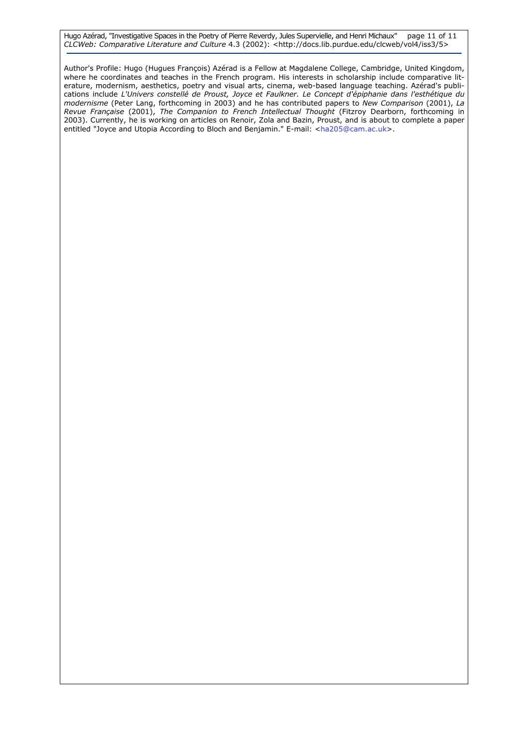Author's Profile: Hugo (Hugues François) Azérad is a Fellow at Magdalene College, Cambridge, United Kingdom, where he coordinates and teaches in the French program. His interests in scholarship include comparative literature, modernism, aesthetics, poetry and visual arts, cinema, web-based language teaching. Azérad's publications include *L'Univers constellé de Proust, Joyce et Faulkner. Le Concept d'épiphanie dans l'esthétique du modernisme* (Peter Lang, forthcoming in 2003) and he has contributed papers to *New Comparison* (2001), *La Revue Française* (2001), *The Companion to French Intellectual Thought* (Fitzroy Dearborn, forthcoming in 2003). Currently, he is working on articles on Renoir, Zola and Bazin, Proust, and is about to complete a paper entitled "Joyce and Utopia According to Bloch and Benjamin." E-mail: <ha205@cam.ac.uk>.